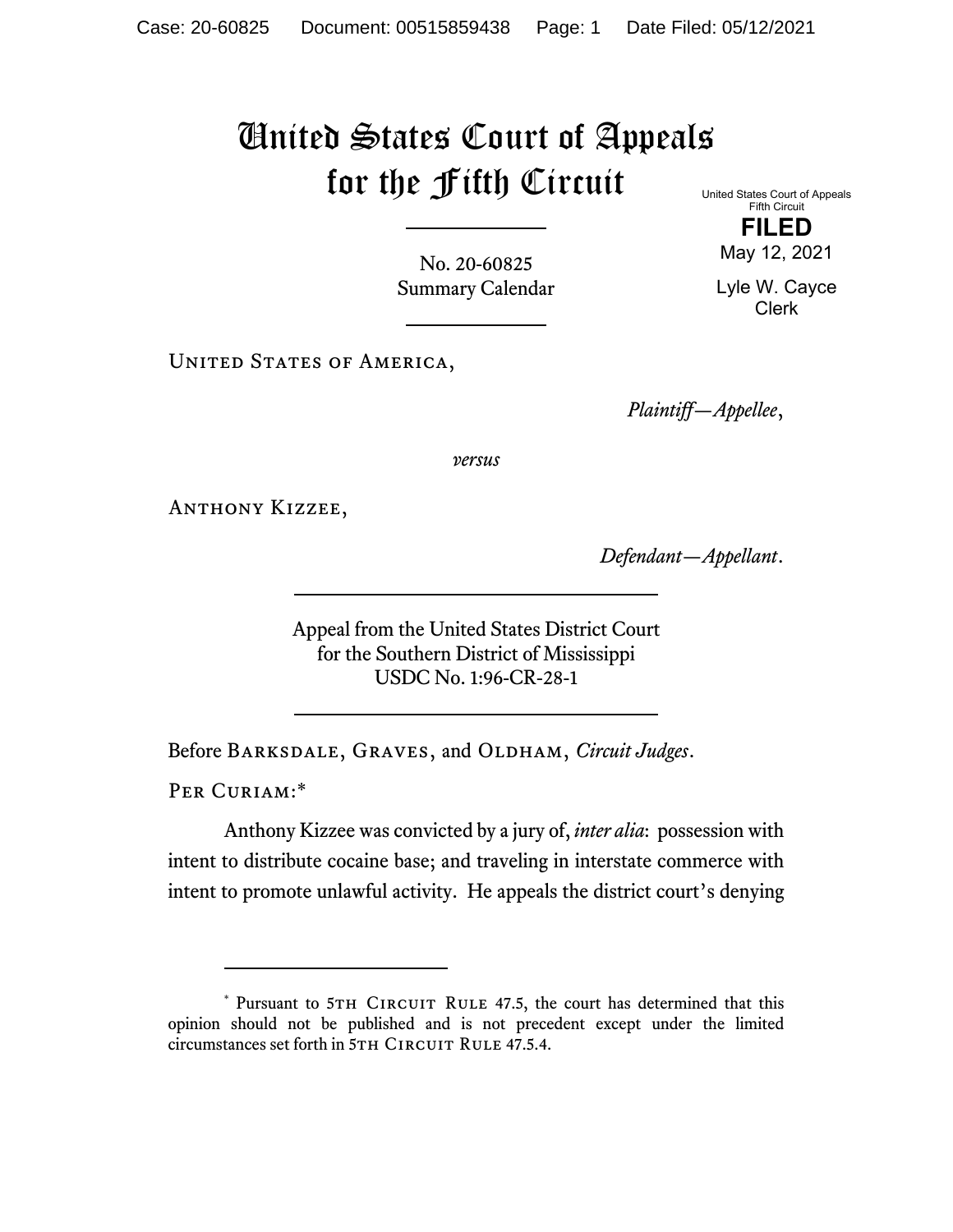# United States Court of Appeals for the Fifth Circuit

United States Court of Appeals
Fifth Circuit

**FILED**

May 12, 2021

Lyle W. Cayce
Clerk

No. 20-60825
Summary Calendar

UNITED STATES OF AMERICA,

*Plaintiff—Appellee*,

*versus*

ANTHONY KIZZEE,

*Defendant—Appellant*.

Appeal from the United States District Court
for the Southern District of Mississippi
USDC No. 1:96-CR-28-1

Before BARKSDALE, GRAVES, and OLDHAM, *Circuit Judges*.

PER CURIAM:*

Anthony Kizzee was convicted by a jury of, *inter alia*: possession with intent to distribute cocaine base; and traveling in interstate commerce with intent to promote unlawful activity. He appeals the district court's denying

---

* Pursuant to 5TH CIRCUIT RULE 47.5, the court has determined that this opinion should not be published and is not precedent except under the limited circumstances set forth in 5TH CIRCUIT RULE 47.5.4.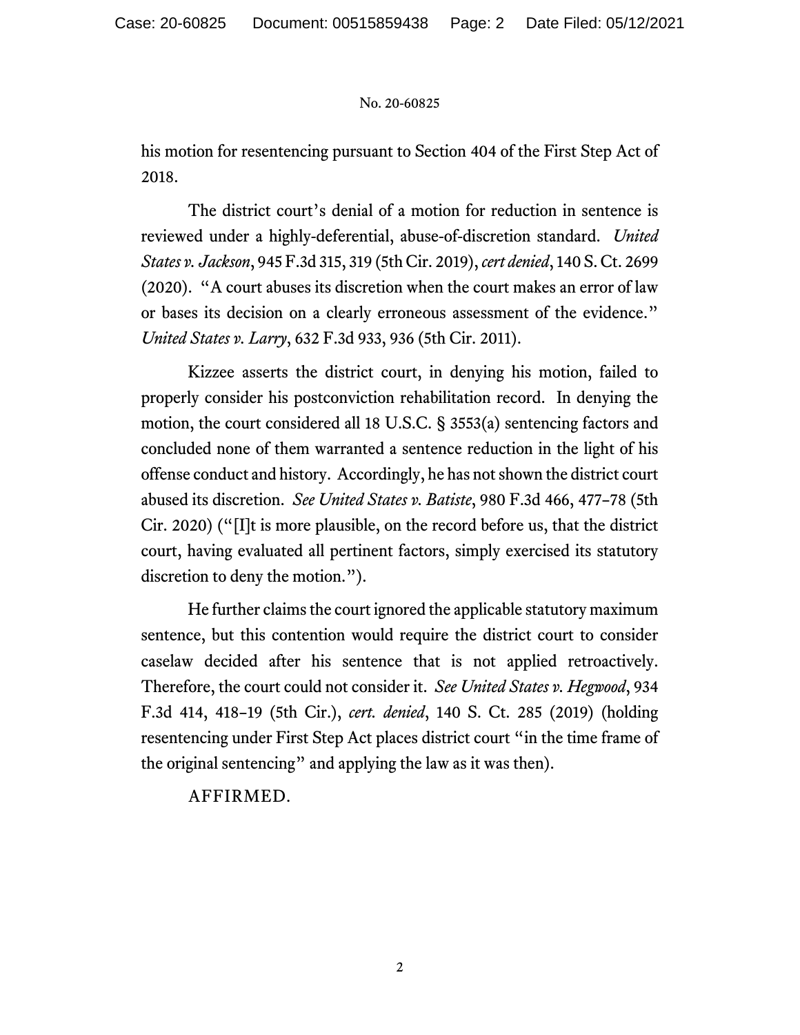his motion for resentencing pursuant to Section 404 of the First Step Act of 2018.

The district court's denial of a motion for reduction in sentence is reviewed under a highly-deferential, abuse-of-discretion standard. *United States v. Jackson*, 945 F.3d 315, 319 (5th Cir. 2019), *cert denied*, 140 S. Ct. 2699 (2020). "A court abuses its discretion when the court makes an error of law or bases its decision on a clearly erroneous assessment of the evidence." *United States v. Larry*, 632 F.3d 933, 936 (5th Cir. 2011).

Kizzee asserts the district court, in denying his motion, failed to properly consider his postconviction rehabilitation record. In denying the motion, the court considered all 18 U.S.C. § 3553(a) sentencing factors and concluded none of them warranted a sentence reduction in the light of his offense conduct and history. Accordingly, he has not shown the district court abused its discretion. *See United States v. Batiste*, 980 F.3d 466, 477–78 (5th Cir. 2020) ("[I]t is more plausible, on the record before us, that the district court, having evaluated all pertinent factors, simply exercised its statutory discretion to deny the motion.").

He further claims the court ignored the applicable statutory maximum sentence, but this contention would require the district court to consider caselaw decided after his sentence that is not applied retroactively. Therefore, the court could not consider it. *See United States v. Hegwood*, 934 F.3d 414, 418–19 (5th Cir.), *cert. denied*, 140 S. Ct. 285 (2019) (holding resentencing under First Step Act places district court "in the time frame of the original sentencing" and applying the law as it was then).

AFFIRMED.